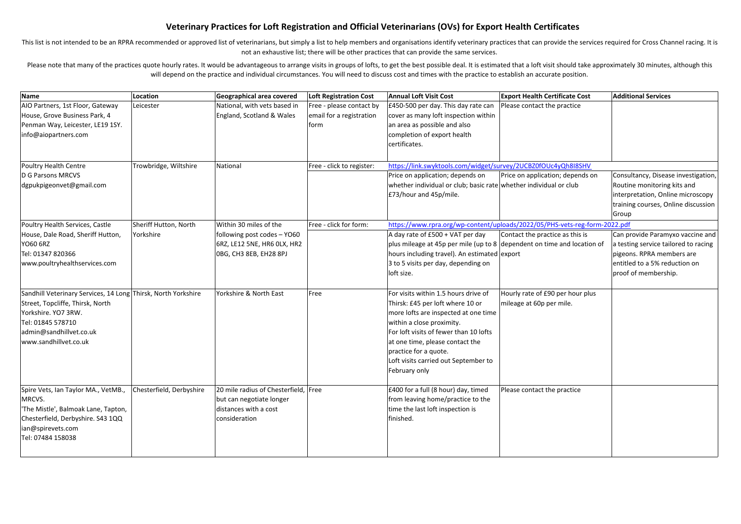# Veterinary Practices for Loft Registration and Official Veterinarians (OVs) for Export Health Certificates

This list is not intended to be an RPRA recommended or approved list of veterinarians, but simply a list to help members and organisations identify veterinary practices that can provide the services required for Cross Channel racing. It is not an exhaustive list; there will be other practices that can provide the same services.

Please note that many of the practices quote hourly rates. It would be advantageous to arrange visits in groups of lofts, to get the best possible deal. It is estimated that a loft visit should take approximately 30 minutes, although this will depend on the practice and individual circumstances. You will need to discuss cost and times with the practice to establish an accurate position.

| Name | Location | Geographical area covered | Loft Registration Cost | Annual Loft Visit Cost | Export Health Certificate Cost | Additional Services |
|---|---|---|---|---|---|---|
| AIO Partners, 1st Floor, Gateway House, Grove Business Park, 4 Penman Way, Leicester, LE19 1SY. info@aiopartners.com | Leicester | National, with vets based in England, Scotland & Wales | Free - please contact by email for a registration form | £450-500 per day. This day rate can cover as many loft inspection within an area as possible and also completion of export health certificates. | Please contact the practice | |
| Poultry Health Centre D G Parsons MRCVS dgpukpigeonvet@gmail.com | Trowbridge, Wiltshire | National | Free - click to register: https://link.swyktools.com/widget/survey/2UCBZ0fOUc4yQh8I8SHV | Price on application; depends on whether individual or club; basic rate £73/hour and 45p/mile. | Price on application; depends on whether individual or club | Consultancy, Disease investigation, Routine monitoring kits and interpretation, Online microscopy training courses, Online discussion Group |
| Poultry Health Services, Castle House, Dale Road, Sheriff Hutton, YO60 6RZ Tel: 01347 820366 www.poultryhealthservices.com | Sheriff Hutton, North Yorkshire | Within 30 miles of the following post codes – YO60 6RZ, LE12 5NE, HR6 0LX, HR2 0BG, CH3 8EB, EH28 8PJ | Free - click for form: https://www.rpra.org/wp-content/uploads/2022/05/PHS-vets-reg-form-2022.pdf | A day rate of £500 + VAT per day plus mileage at 45p per mile (up to 8 hours including travel). An estimated 3 to 5 visits per day, depending on loft size. | Contact the practice as this is dependent on time and location of export | Can provide Paramyxo vaccine and a testing service tailored to racing pigeons. RPRA members are entitled to a 5% reduction on proof of membership. |
| Sandhill Veterinary Services, 14 Long Street, Topcliffe, Thirsk, North Yorkshire. YO7 3RW. Tel: 01845 578710 admin@sandhillvet.co.uk www.sandhillvet.co.uk | Thirsk, North Yorkshire | Yorkshire & North East | Free | For visits within 1.5 hours drive of Thirsk: £45 per loft where 10 or more lofts are inspected at one time within a close proximity. For loft visits of fewer than 10 lofts at one time, please contact the practice for a quote. Loft visits carried out September to February only | Hourly rate of £90 per hour plus mileage at 60p per mile. | |
| Spire Vets, Ian Taylor MA., VetMB., MRCVS. 'The Mistle', Balmoak Lane, Tapton, Chesterfield, Derbyshire. S43 1QQ ian@spirevets.com Tel: 07484 158038 | Chesterfield, Derbyshire | 20 mile radius of Chesterfield, but can negotiate longer distances with a cost consideration | Free | £400 for a full (8 hour) day, timed from leaving home/practice to the time the last loft inspection is finished. | Please contact the practice | |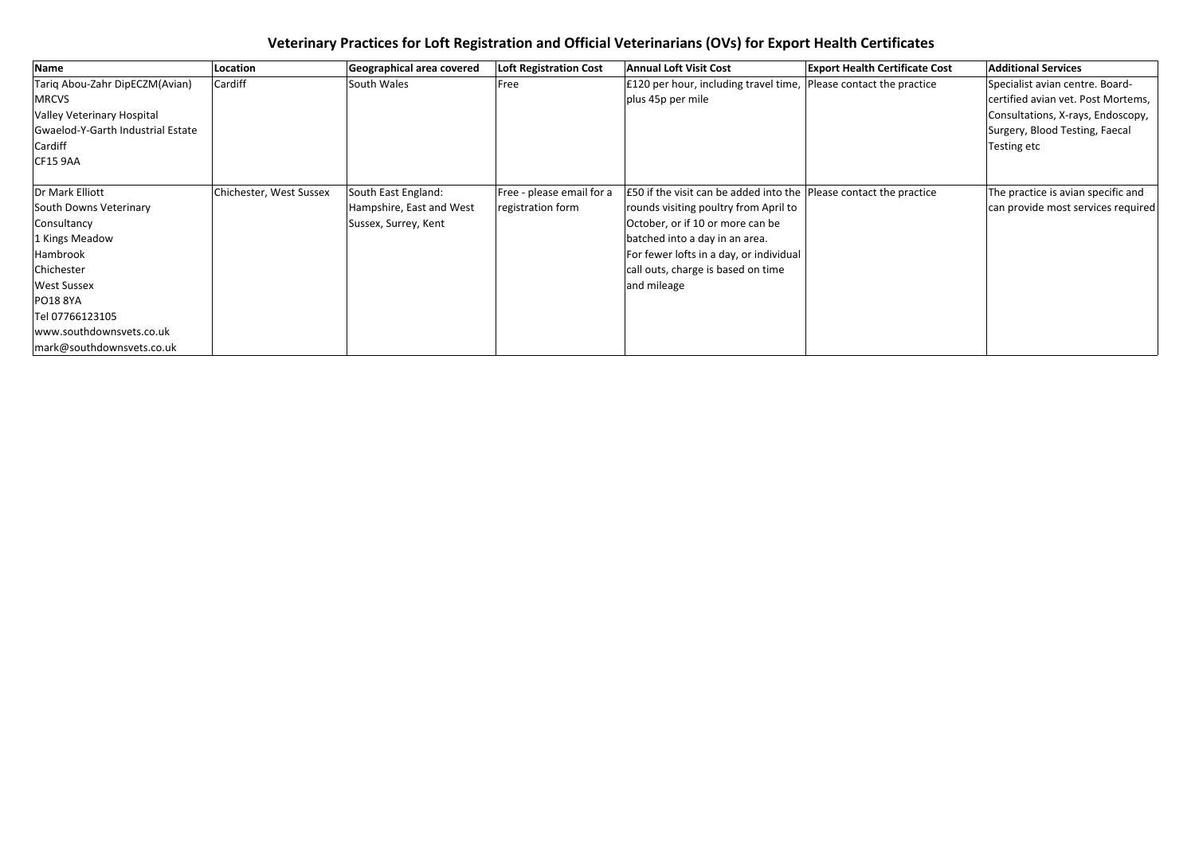# Veterinary Practices for Loft Registration and Official Veterinarians (OVs) for Export Health Certificates

| Name | Location | Geographical area covered | Loft Registration Cost | Annual Loft Visit Cost | Export Health Certificate Cost | Additional Services |
|---|---|---|---|---|---|---|
| Tariq Abou-Zahr DipECZM(Avian) MRCVS<br>Valley Veterinary Hospital<br>Gwaelod-Y-Garth Industrial Estate<br>Cardiff<br>CF15 9AA | Cardiff | South Wales | Free | £120 per hour, including travel time, plus 45p per mile | Please contact the practice | Specialist avian centre. Board-certified avian vet. Post Mortems, Consultations, X-rays, Endoscopy, Surgery, Blood Testing, Faecal Testing etc |
| Dr Mark Elliott<br>South Downs Veterinary Consultancy<br>1 Kings Meadow<br>Hambrook<br>Chichester<br>West Sussex<br>PO18 8YA<br>Tel 07766123105<br>www.southdownsvets.co.uk<br>mark@southdownsvets.co.uk | Chichester, West Sussex | South East England: Hampshire, East and West Sussex, Surrey, Kent | Free - please email for a registration form | £50 if the visit can be added into the rounds visiting poultry from April to October, or if 10 or more can be batched into a day in an area.<br>For fewer lofts in a day, or individual call outs, charge is based on time and mileage | Please contact the practice | The practice is avian specific and can provide most services required |